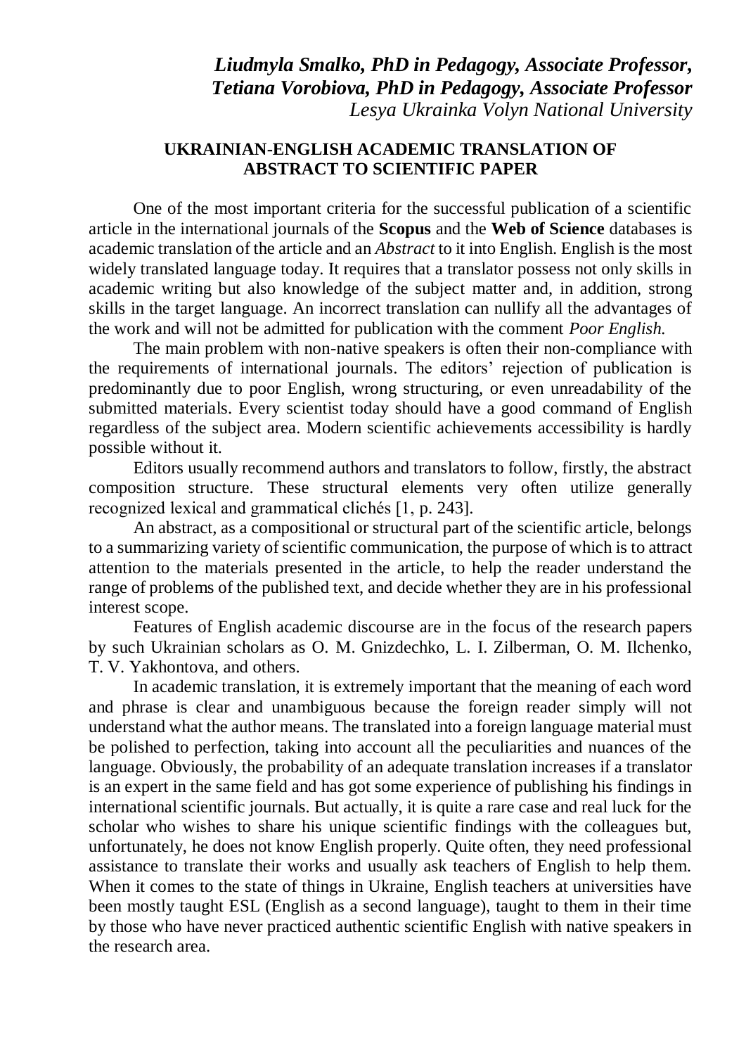***Liudmyla Smalko, PhD in Pedagogy, Associate Professor,***
***Tetiana Vorobiova, PhD in Pedagogy, Associate Professor***
*Lesya Ukrainka Volyn National University*

## UKRAINIAN-ENGLISH ACADEMIC TRANSLATION OF ABSTRACT TO SCIENTIFIC PAPER

One of the most important criteria for the successful publication of a scientific article in the international journals of the **Scopus** and the **Web of Science** databases is academic translation of the article and an *Abstract* to it into English. English is the most widely translated language today. It requires that a translator possess not only skills in academic writing but also knowledge of the subject matter and, in addition, strong skills in the target language. An incorrect translation can nullify all the advantages of the work and will not be admitted for publication with the comment *Poor English.*

The main problem with non-native speakers is often their non-compliance with the requirements of international journals. The editors' rejection of publication is predominantly due to poor English, wrong structuring, or even unreadability of the submitted materials. Every scientist today should have a good command of English regardless of the subject area. Modern scientific achievements accessibility is hardly possible without it.

Editors usually recommend authors and translators to follow, firstly, the abstract composition structure. These structural elements very often utilize generally recognized lexical and grammatical clichés [1, p. 243].

An abstract, as a compositional or structural part of the scientific article, belongs to a summarizing variety of scientific communication, the purpose of which is to attract attention to the materials presented in the article, to help the reader understand the range of problems of the published text, and decide whether they are in his professional interest scope.

Features of English academic discourse are in the focus of the research papers by such Ukrainian scholars as O. M. Gnizdechko, L. I. Zilberman, O. M. Ilchenko, T. V. Yakhontova, and others.

In academic translation, it is extremely important that the meaning of each word and phrase is clear and unambiguous because the foreign reader simply will not understand what the author means. The translated into a foreign language material must be polished to perfection, taking into account all the peculiarities and nuances of the language. Obviously, the probability of an adequate translation increases if a translator is an expert in the same field and has got some experience of publishing his findings in international scientific journals. But actually, it is quite a rare case and real luck for the scholar who wishes to share his unique scientific findings with the colleagues but, unfortunately, he does not know English properly. Quite often, they need professional assistance to translate their works and usually ask teachers of English to help them. When it comes to the state of things in Ukraine, English teachers at universities have been mostly taught ESL (English as a second language), taught to them in their time by those who have never practiced authentic scientific English with native speakers in the research area.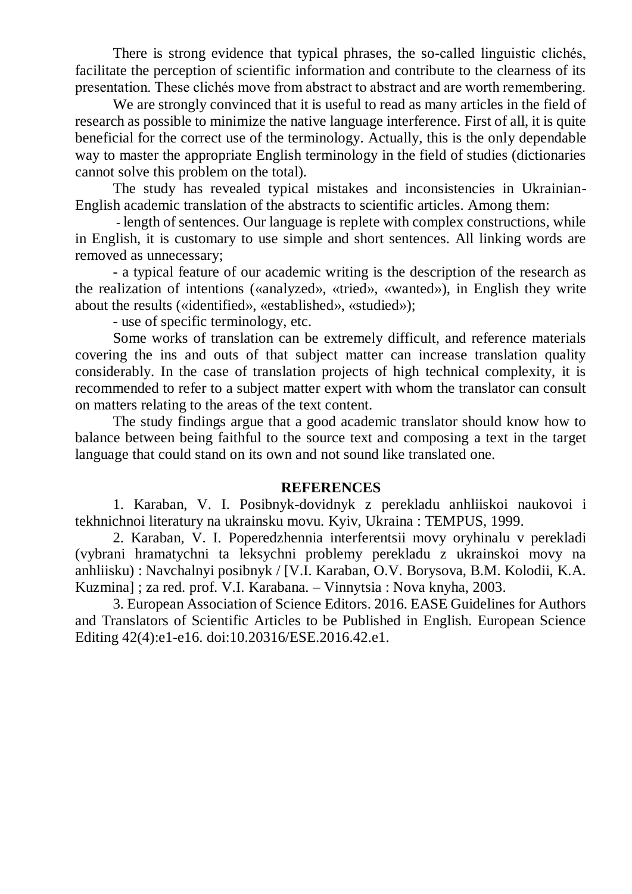There is strong evidence that typical phrases, the so-called linguistic clichés, facilitate the perception of scientific information and contribute to the clearness of its presentation. These clichés move from abstract to abstract and are worth remembering.

We are strongly convinced that it is useful to read as many articles in the field of research as possible to minimize the native language interference. First of all, it is quite beneficial for the correct use of the terminology. Actually, this is the only dependable way to master the appropriate English terminology in the field of studies (dictionaries cannot solve this problem on the total).

The study has revealed typical mistakes and inconsistencies in Ukrainian-English academic translation of the abstracts to scientific articles. Among them:

- length of sentences. Our language is replete with complex constructions, while in English, it is customary to use simple and short sentences. All linking words are removed as unnecessary;
- a typical feature of our academic writing is the description of the research as the realization of intentions («analyzed», «tried», «wanted»), in English they write about the results («identified», «established», «studied»);
- use of specific terminology, etc.

Some works of translation can be extremely difficult, and reference materials covering the ins and outs of that subject matter can increase translation quality considerably. In the case of translation projects of high technical complexity, it is recommended to refer to a subject matter expert with whom the translator can consult on matters relating to the areas of the text content.

The study findings argue that a good academic translator should know how to balance between being faithful to the source text and composing a text in the target language that could stand on its own and not sound like translated one.

## REFERENCES

1. Karaban, V. I. Posibnyk-dovidnyk z perekladu anhliiskoi naukovoi i tekhnichnoi literatury na ukrainsku movu. Kyiv, Ukraina : TEMPUS, 1999.
2. Karaban, V. I. Poperedzhennia interferentsii movy oryhinalu v perekladi (vybrani hramatychni ta leksychni problemy perekladu z ukrainskoi movy na anhliisku) : Navchalnyi posibnyk / [V.I. Karaban, O.V. Borysova, B.M. Kolodii, K.A. Kuzmina] ; za red. prof. V.I. Karabana. – Vinnytsia : Nova knyha, 2003.
3. European Association of Science Editors. 2016. EASE Guidelines for Authors and Translators of Scientific Articles to be Published in English. European Science Editing 42(4):e1-e16. doi:10.20316/ESE.2016.42.e1.